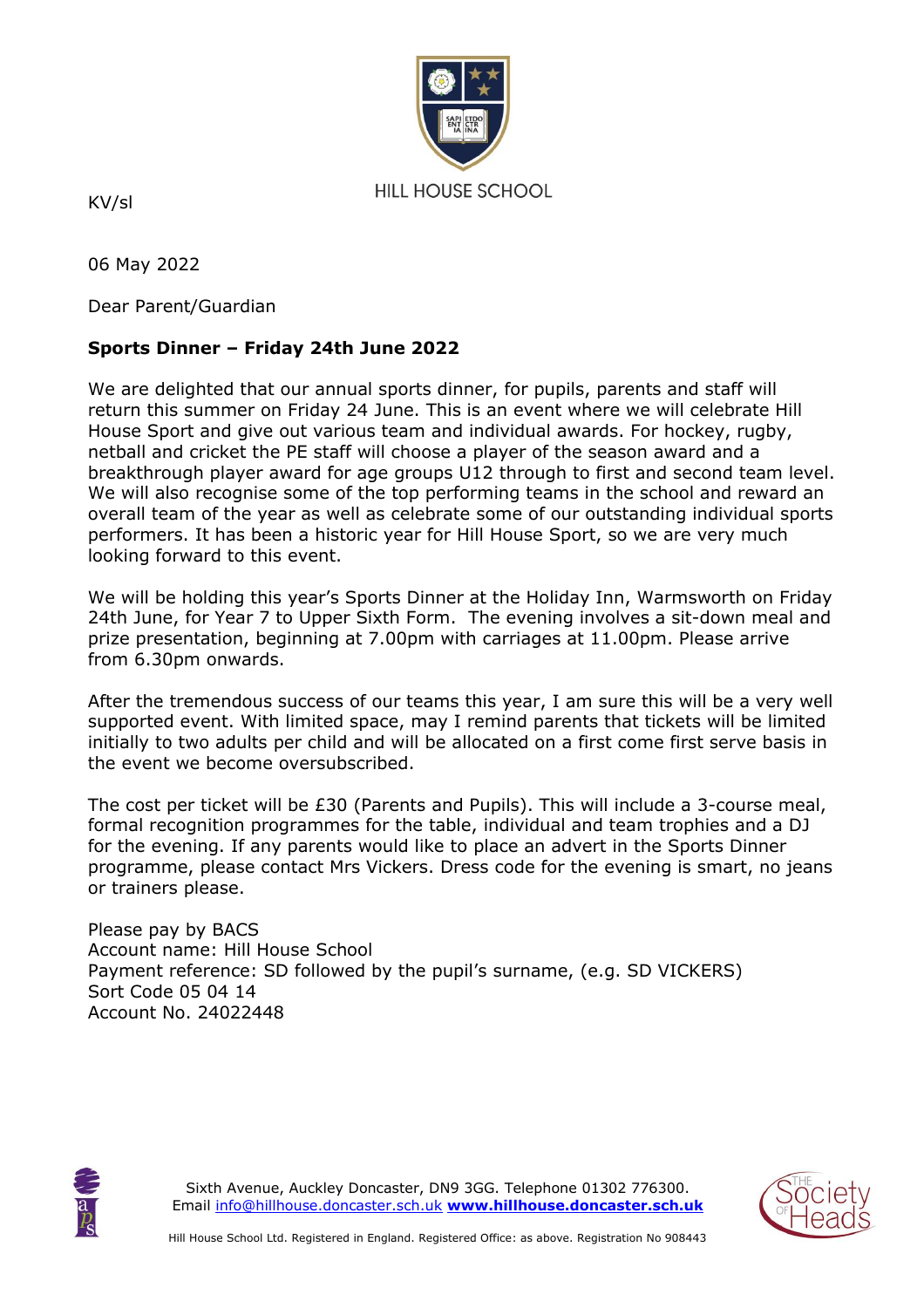HILL HOUSE SCHOOL

KV/sl

06 May 2022

Dear Parent/Guardian

**Sports Dinner – Friday 24th June 2022**

We are delighted that our annual sports dinner, for pupils, parents and staff will return this summer on Friday 24 June. This is an event where we will celebrate Hill House Sport and give out various team and individual awards. For hockey, rugby, netball and cricket the PE staff will choose a player of the season award and a breakthrough player award for age groups U12 through to first and second team level. We will also recognise some of the top performing teams in the school and reward an overall team of the year as well as celebrate some of our outstanding individual sports performers. It has been a historic year for Hill House Sport, so we are very much looking forward to this event.

We will be holding this year's Sports Dinner at the Holiday Inn, Warmsworth on Friday 24th June, for Year 7 to Upper Sixth Form. The evening involves a sit-down meal and prize presentation, beginning at 7.00pm with carriages at 11.00pm. Please arrive from 6.30pm onwards.

After the tremendous success of our teams this year, I am sure this will be a very well supported event. With limited space, may I remind parents that tickets will be limited initially to two adults per child and will be allocated on a first come first serve basis in the event we become oversubscribed.

The cost per ticket will be £30 (Parents and Pupils). This will include a 3-course meal, formal recognition programmes for the table, individual and team trophies and a DJ for the evening. If any parents would like to place an advert in the Sports Dinner programme, please contact Mrs Vickers. Dress code for the evening is smart, no jeans or trainers please.

Please pay by BACS
Account name: Hill House School
Payment reference: SD followed by the pupil's surname, (e.g. SD VICKERS)
Sort Code 05 04 14
Account No. 24022448

Sixth Avenue, Auckley Doncaster, DN9 3GG. Telephone 01302 776300.
Email info@hillhouse.doncaster.sch.uk **www.hillhouse.doncaster.sch.uk**

Hill House School Ltd. Registered in England. Registered Office: as above. Registration No 908443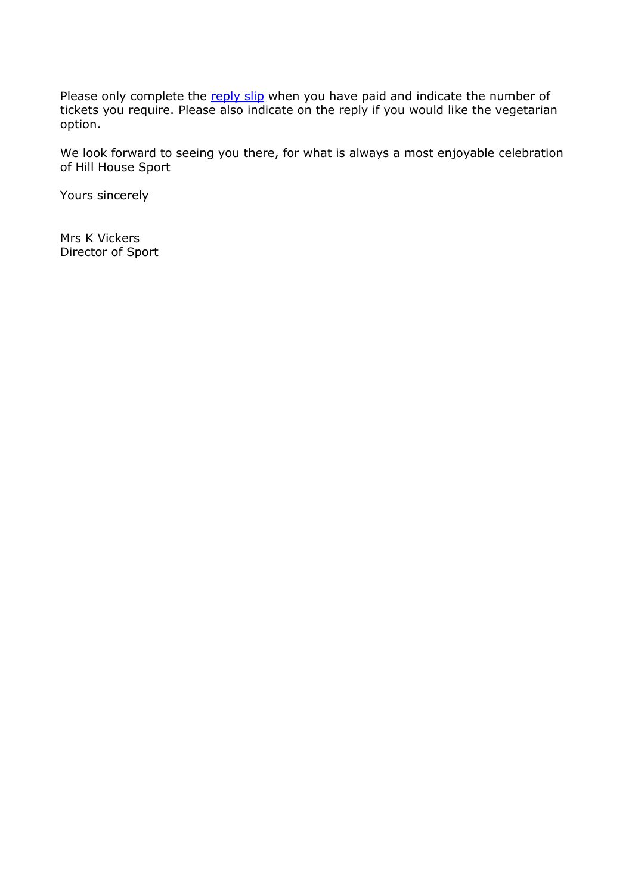Please only complete the reply slip when you have paid and indicate the number of tickets you require. Please also indicate on the reply if you would like the vegetarian option.

We look forward to seeing you there, for what is always a most enjoyable celebration of Hill House Sport

Yours sincerely

Mrs K Vickers
Director of Sport